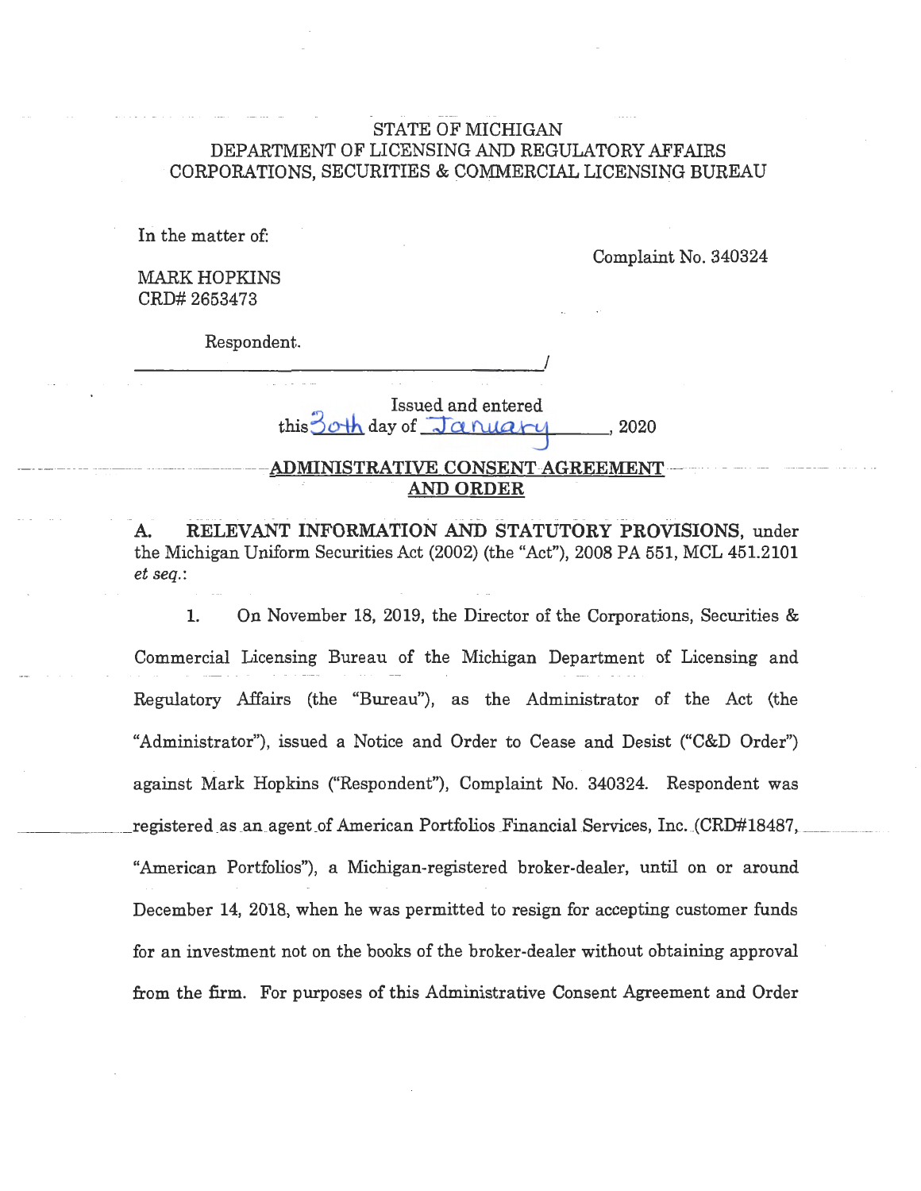STATE OF MICHIGAN
DEPARTMENT OF LICENSING AND REGULATORY AFFAIRS
CORPORATIONS, SECURITIES & COMMERCIAL LICENSING BUREAU

In the matter of:

Complaint No. 340324

MARK HOPKINS
CRD# 2653473

Respondent.
_______________________________________/

Issued and entered
this 30th day of January, 2020

## ADMINISTRATIVE CONSENT AGREEMENT AND ORDER

**A. RELEVANT INFORMATION AND STATUTORY PROVISIONS,** under the Michigan Uniform Securities Act (2002) (the "Act"), 2008 PA 551, MCL 451.2101 *et seq.*:

1. On November 18, 2019, the Director of the Corporations, Securities & Commercial Licensing Bureau of the Michigan Department of Licensing and Regulatory Affairs (the "Bureau"), as the Administrator of the Act (the "Administrator"), issued a Notice and Order to Cease and Desist ("C&D Order") against Mark Hopkins ("Respondent"), Complaint No. 340324. Respondent was registered as an agent of American Portfolios Financial Services, Inc. (CRD#18487, "American Portfolios"), a Michigan-registered broker-dealer, until on or around December 14, 2018, when he was permitted to resign for accepting customer funds for an investment not on the books of the broker-dealer without obtaining approval from the firm. For purposes of this Administrative Consent Agreement and Order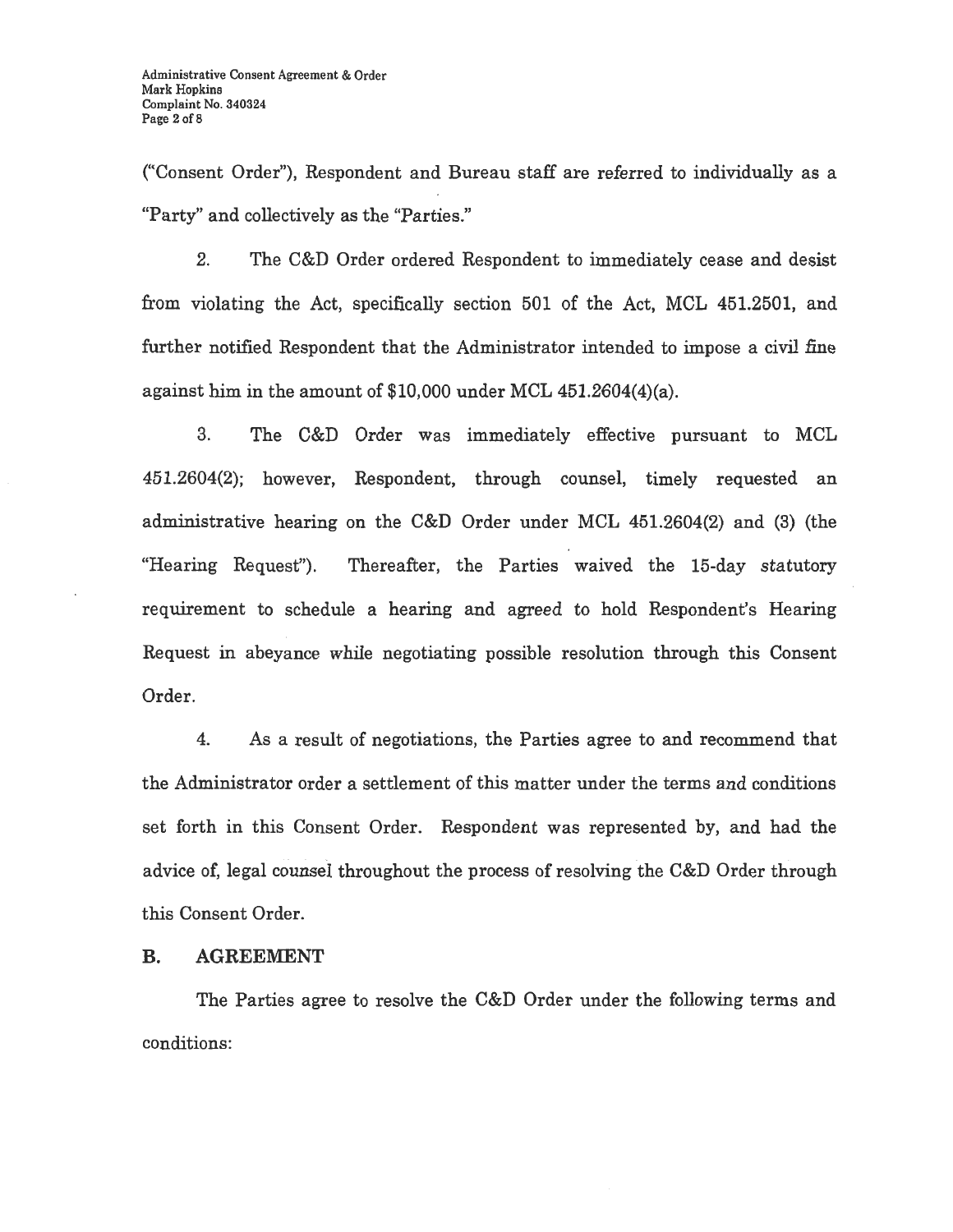("Consent Order"), Respondent and Bureau staff are referred to individually as a "Party" and collectively as the "Parties."

2. The C&D Order ordered Respondent to immediately cease and desist from violating the Act, specifically section 501 of the Act, MCL 451.2501, and further notified Respondent that the Administrator intended to impose a civil fine against him in the amount of $10,000 under MCL 451.2604(4)(a).

3. The C&D Order was immediately effective pursuant to MCL 451.2604(2); however, Respondent, through counsel, timely requested an administrative hearing on the C&D Order under MCL 451.2604(2) and (3) (the "Hearing Request"). Thereafter, the Parties waived the 15-day statutory requirement to schedule a hearing and agreed to hold Respondent's Hearing Request in abeyance while negotiating possible resolution through this Consent Order.

4. As a result of negotiations, the Parties agree to and recommend that the Administrator order a settlement of this matter under the terms and conditions set forth in this Consent Order. Respondent was represented by, and had the advice of, legal counsel throughout the process of resolving the C&D Order through this Consent Order.

## B. AGREEMENT

The Parties agree to resolve the C&D Order under the following terms and conditions: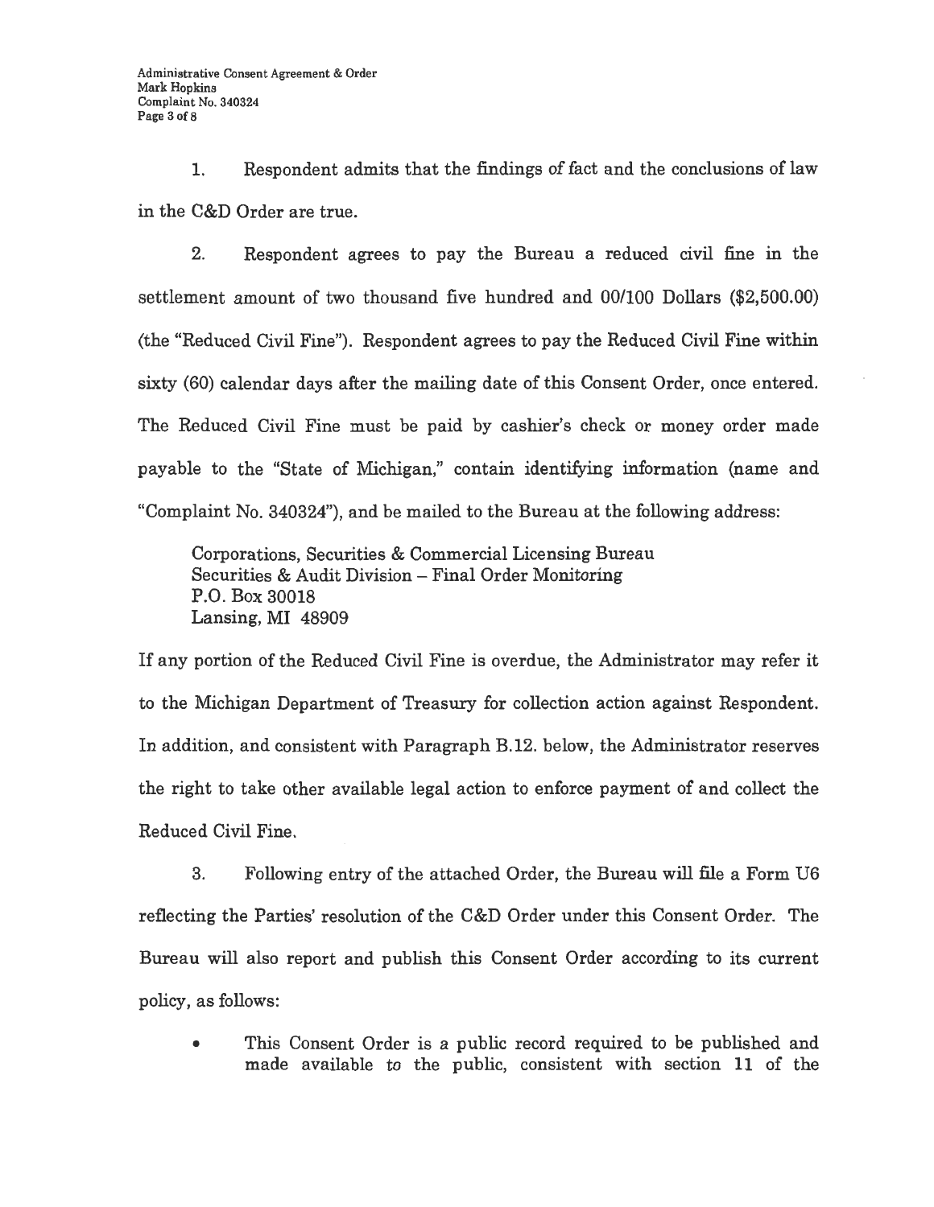1. Respondent admits that the findings of fact and the conclusions of law in the C&D Order are true.

2. Respondent agrees to pay the Bureau a reduced civil fine in the settlement amount of two thousand five hundred and 00/100 Dollars ($2,500.00) (the "Reduced Civil Fine"). Respondent agrees to pay the Reduced Civil Fine within sixty (60) calendar days after the mailing date of this Consent Order, once entered. The Reduced Civil Fine must be paid by cashier's check or money order made payable to the "State of Michigan," contain identifying information (name and "Complaint No. 340324"), and be mailed to the Bureau at the following address:

   Corporations, Securities & Commercial Licensing Bureau
   Securities & Audit Division – Final Order Monitoring
   P.O. Box 30018
   Lansing, MI 48909

   If any portion of the Reduced Civil Fine is overdue, the Administrator may refer it to the Michigan Department of Treasury for collection action against Respondent. In addition, and consistent with Paragraph B.12. below, the Administrator reserves the right to take other available legal action to enforce payment of and collect the Reduced Civil Fine.

3. Following entry of the attached Order, the Bureau will file a Form U6 reflecting the Parties' resolution of the C&D Order under this Consent Order. The Bureau will also report and publish this Consent Order according to its current policy, as follows:

   - This Consent Order is a public record required to be published and made available to the public, consistent with section 11 of the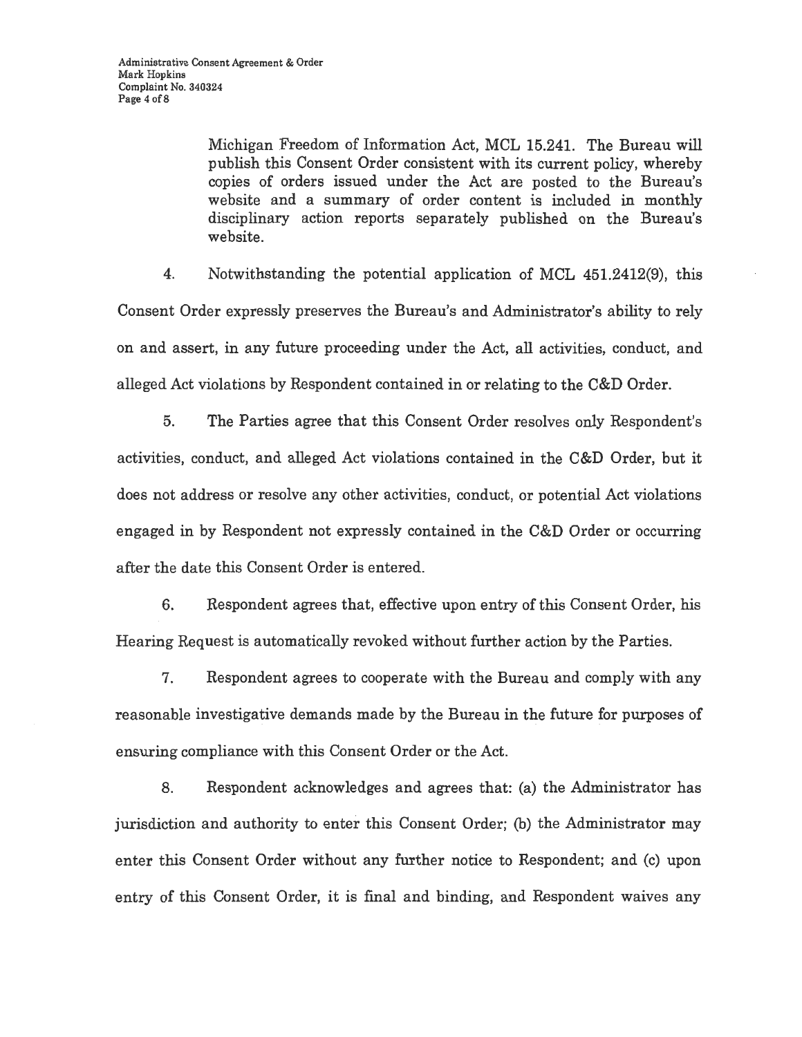Michigan Freedom of Information Act, MCL 15.241. The Bureau will publish this Consent Order consistent with its current policy, whereby copies of orders issued under the Act are posted to the Bureau's website and a summary of order content is included in monthly disciplinary action reports separately published on the Bureau's website.

4. Notwithstanding the potential application of MCL 451.2412(9), this Consent Order expressly preserves the Bureau's and Administrator's ability to rely on and assert, in any future proceeding under the Act, all activities, conduct, and alleged Act violations by Respondent contained in or relating to the C&D Order.

5. The Parties agree that this Consent Order resolves only Respondent's activities, conduct, and alleged Act violations contained in the C&D Order, but it does not address or resolve any other activities, conduct, or potential Act violations engaged in by Respondent not expressly contained in the C&D Order or occurring after the date this Consent Order is entered.

6. Respondent agrees that, effective upon entry of this Consent Order, his Hearing Request is automatically revoked without further action by the Parties.

7. Respondent agrees to cooperate with the Bureau and comply with any reasonable investigative demands made by the Bureau in the future for purposes of ensuring compliance with this Consent Order or the Act.

8. Respondent acknowledges and agrees that: (a) the Administrator has jurisdiction and authority to enter this Consent Order; (b) the Administrator may enter this Consent Order without any further notice to Respondent; and (c) upon entry of this Consent Order, it is final and binding, and Respondent waives any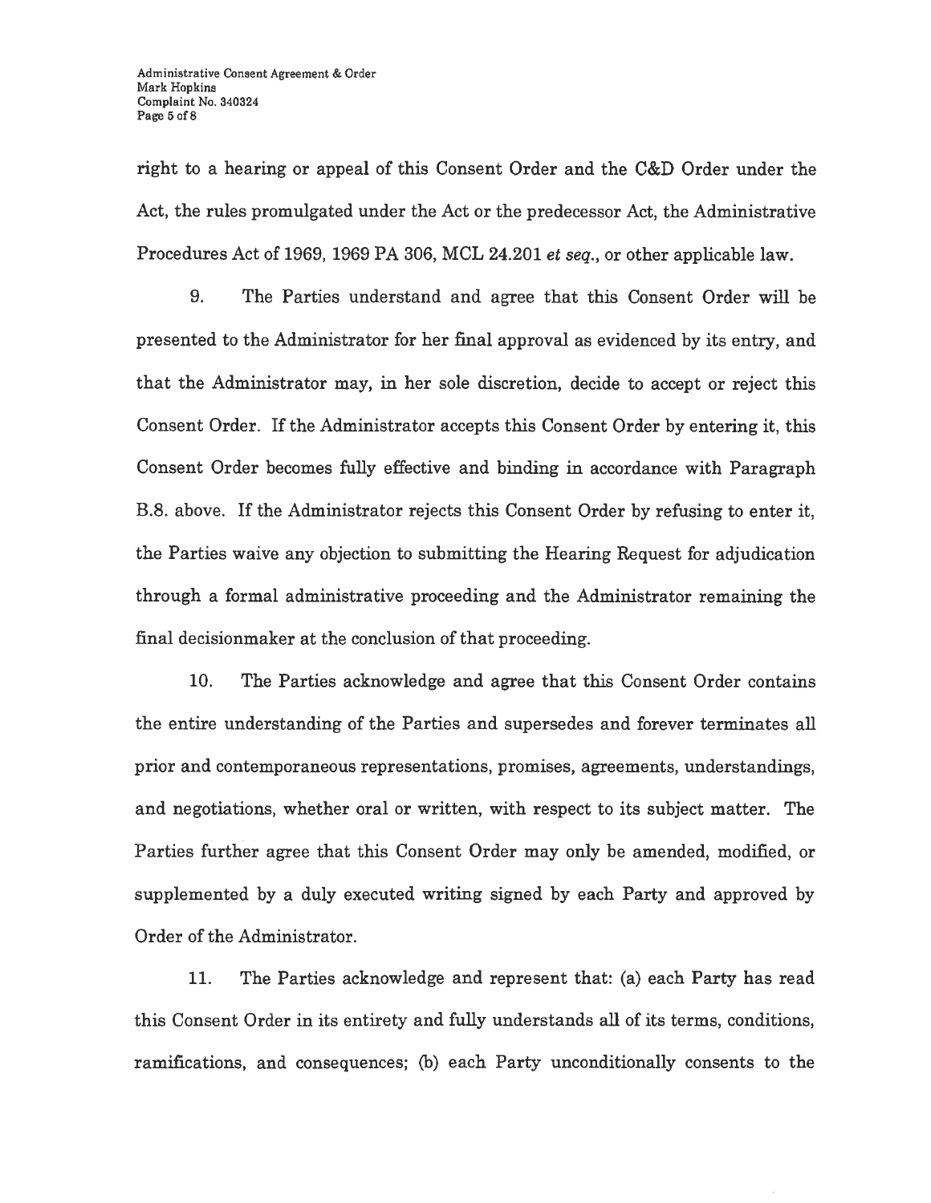right to a hearing or appeal of this Consent Order and the C&D Order under the Act, the rules promulgated under the Act or the predecessor Act, the Administrative Procedures Act of 1969, 1969 PA 306, MCL 24.201 *et seq.*, or other applicable law.

9. The Parties understand and agree that this Consent Order will be presented to the Administrator for her final approval as evidenced by its entry, and that the Administrator may, in her sole discretion, decide to accept or reject this Consent Order. If the Administrator accepts this Consent Order by entering it, this Consent Order becomes fully effective and binding in accordance with Paragraph B.8. above. If the Administrator rejects this Consent Order by refusing to enter it, the Parties waive any objection to submitting the Hearing Request for adjudication through a formal administrative proceeding and the Administrator remaining the final decisionmaker at the conclusion of that proceeding.

10. The Parties acknowledge and agree that this Consent Order contains the entire understanding of the Parties and supersedes and forever terminates all prior and contemporaneous representations, promises, agreements, understandings, and negotiations, whether oral or written, with respect to its subject matter. The Parties further agree that this Consent Order may only be amended, modified, or supplemented by a duly executed writing signed by each Party and approved by Order of the Administrator.

11. The Parties acknowledge and represent that: (a) each Party has read this Consent Order in its entirety and fully understands all of its terms, conditions, ramifications, and consequences; (b) each Party unconditionally consents to the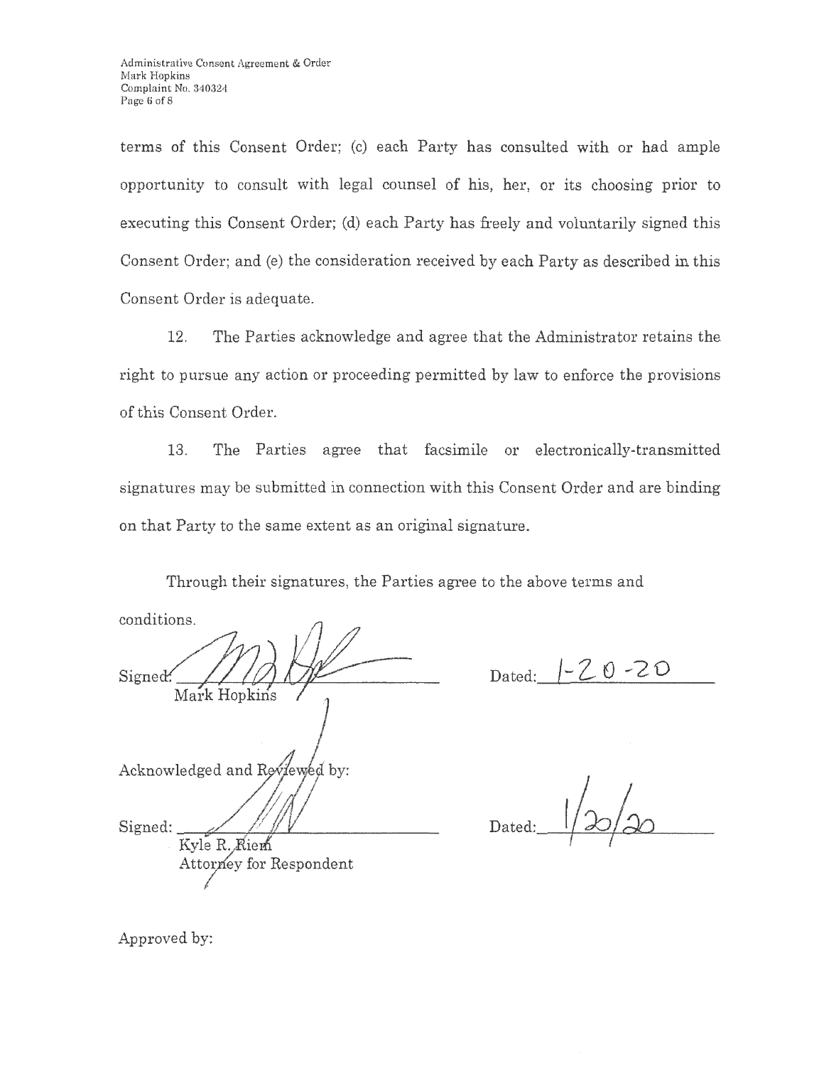terms of this Consent Order; (c) each Party has consulted with or had ample opportunity to consult with legal counsel of his, her, or its choosing prior to executing this Consent Order; (d) each Party has freely and voluntarily signed this Consent Order; and (e) the consideration received by each Party as described in this Consent Order is adequate.

12. The Parties acknowledge and agree that the Administrator retains the right to pursue any action or proceeding permitted by law to enforce the provisions of this Consent Order.

13. The Parties agree that facsimile or electronically-transmitted signatures may be submitted in connection with this Consent Order and are binding on that Party to the same extent as an original signature.

Through their signatures, the Parties agree to the above terms and conditions.

Signed: ______________________ Dated: 1-20-20
Mark Hopkins

Acknowledged and Reviewed by:

Signed: ______________________ Dated: 1/20/20
Kyle R. Riem
Attorney for Respondent

Approved by: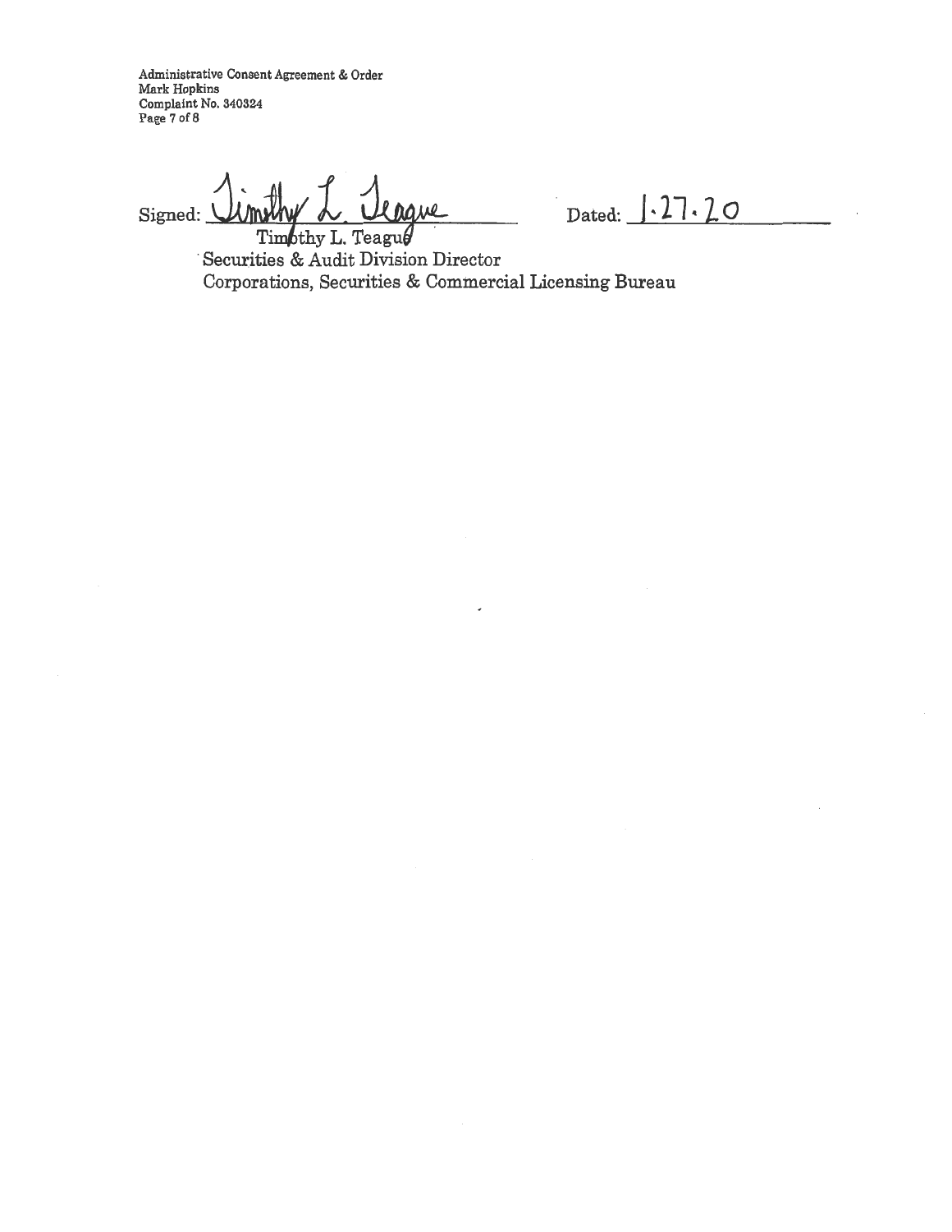Signed: Timothy L. Teague
Timothy L. Teague
Securities & Audit Division Director
Corporations, Securities & Commercial Licensing Bureau

Dated: 1.27.20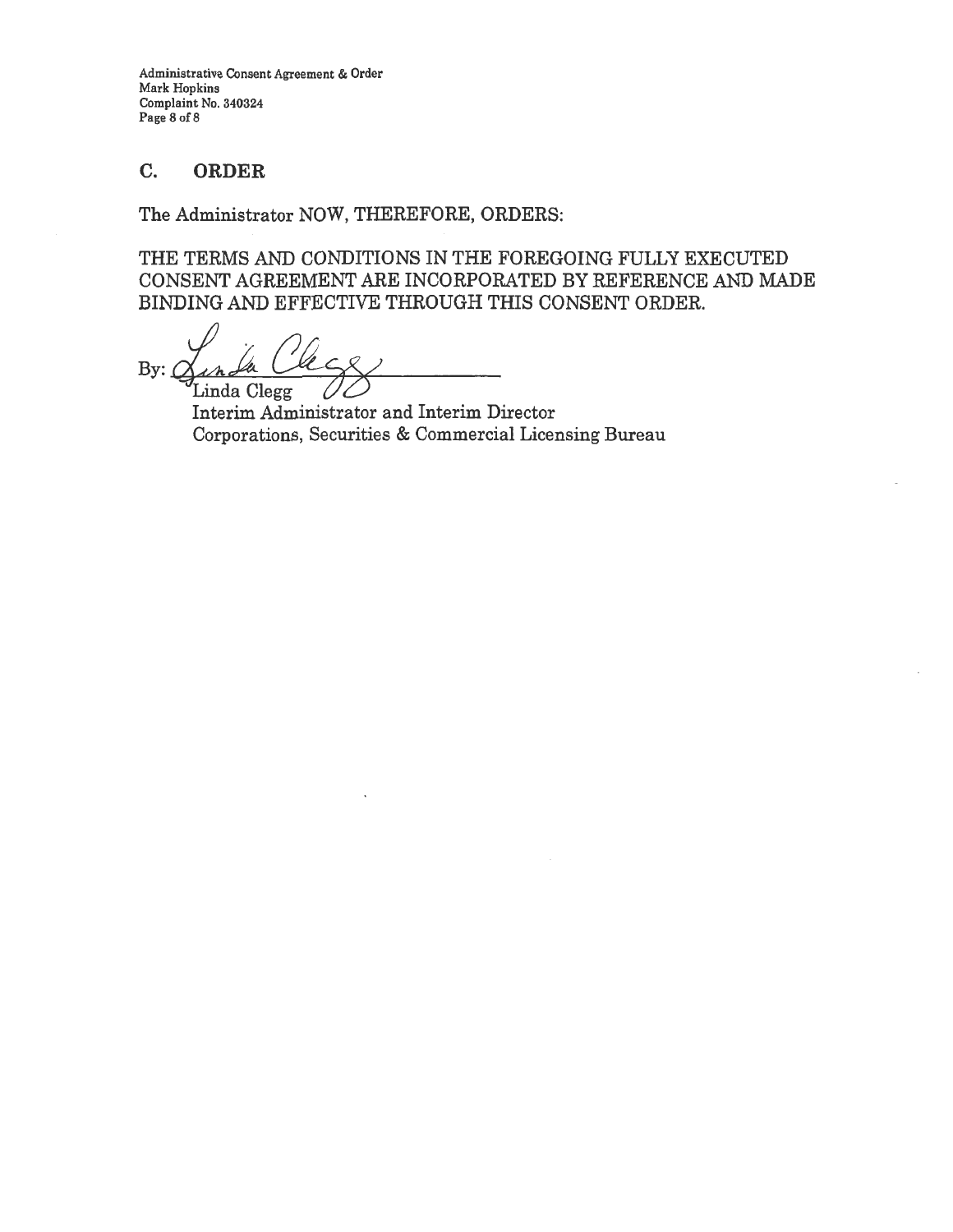## C. ORDER

The Administrator NOW, THEREFORE, ORDERS:

THE TERMS AND CONDITIONS IN THE FOREGOING FULLY EXECUTED CONSENT AGREEMENT ARE INCORPORATED BY REFERENCE AND MADE BINDING AND EFFECTIVE THROUGH THIS CONSENT ORDER.

By: ______________________
Linda Clegg
Interim Administrator and Interim Director
Corporations, Securities & Commercial Licensing Bureau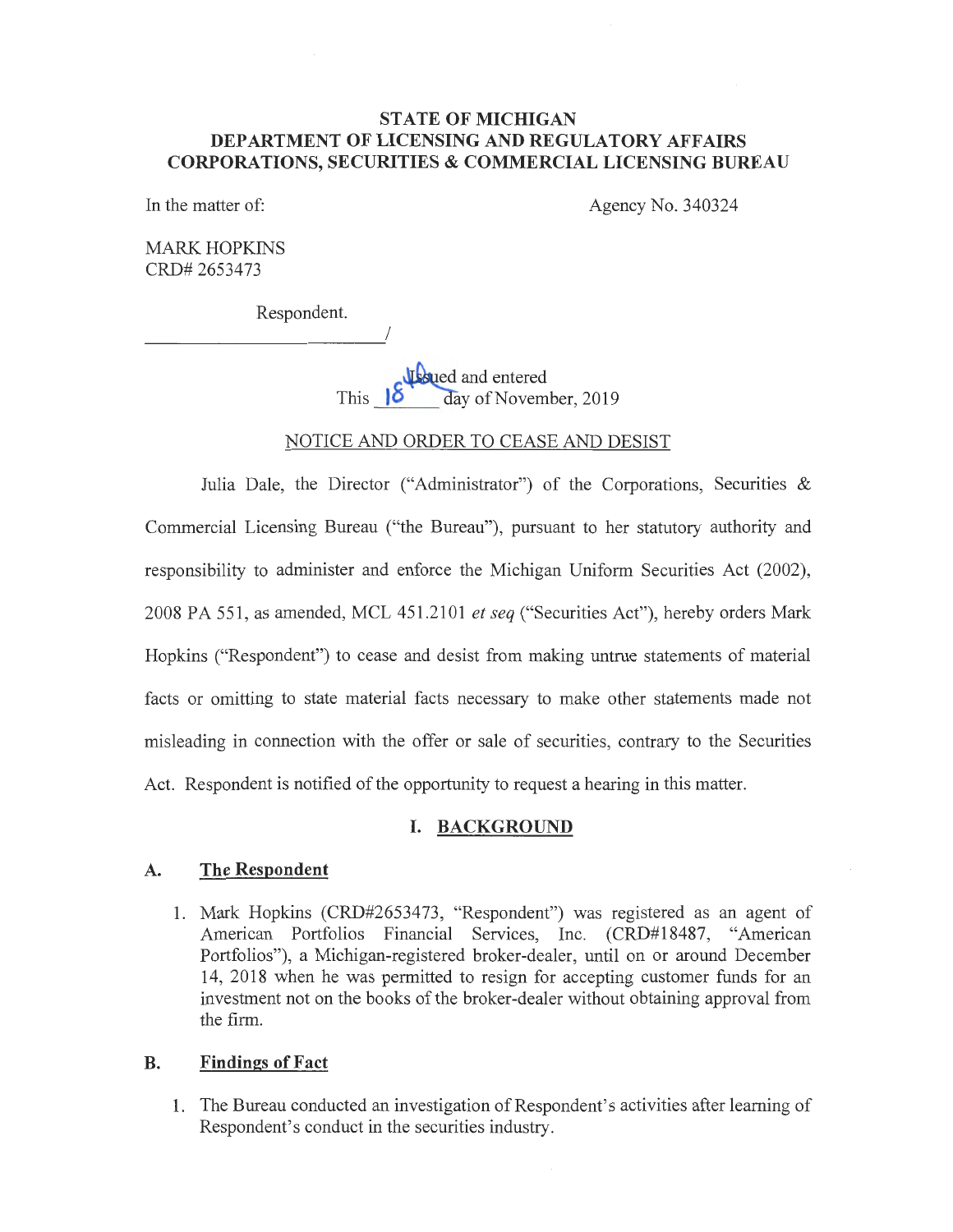**STATE OF MICHIGAN**
**DEPARTMENT OF LICENSING AND REGULATORY AFFAIRS**
**CORPORATIONS, SECURITIES & COMMERCIAL LICENSING BUREAU**

In the matter of:

Agency No. 340324

MARK HOPKINS
CRD# 2653473

Respondent.
\_\_\_\_\_\_\_\_\_\_\_\_\_\_\_\_\_\_\_\_\_\_\_\_\_\_\_\_\_\_/

Issued and entered
This 18th day of November, 2019

NOTICE AND ORDER TO CEASE AND DESIST

Julia Dale, the Director ("Administrator") of the Corporations, Securities & Commercial Licensing Bureau ("the Bureau"), pursuant to her statutory authority and responsibility to administer and enforce the Michigan Uniform Securities Act (2002), 2008 PA 551, as amended, MCL 451.2101 *et seq* ("Securities Act"), hereby orders Mark Hopkins ("Respondent") to cease and desist from making untrue statements of material facts or omitting to state material facts necessary to make other statements made not misleading in connection with the offer or sale of securities, contrary to the Securities Act. Respondent is notified of the opportunity to request a hearing in this matter.

## I. BACKGROUND

### A. The Respondent

1. Mark Hopkins (CRD#2653473, "Respondent") was registered as an agent of American Portfolios Financial Services, Inc. (CRD#18487, "American Portfolios"), a Michigan-registered broker-dealer, until on or around December 14, 2018 when he was permitted to resign for accepting customer funds for an investment not on the books of the broker-dealer without obtaining approval from the firm.

### B. Findings of Fact

1. The Bureau conducted an investigation of Respondent's activities after learning of Respondent's conduct in the securities industry.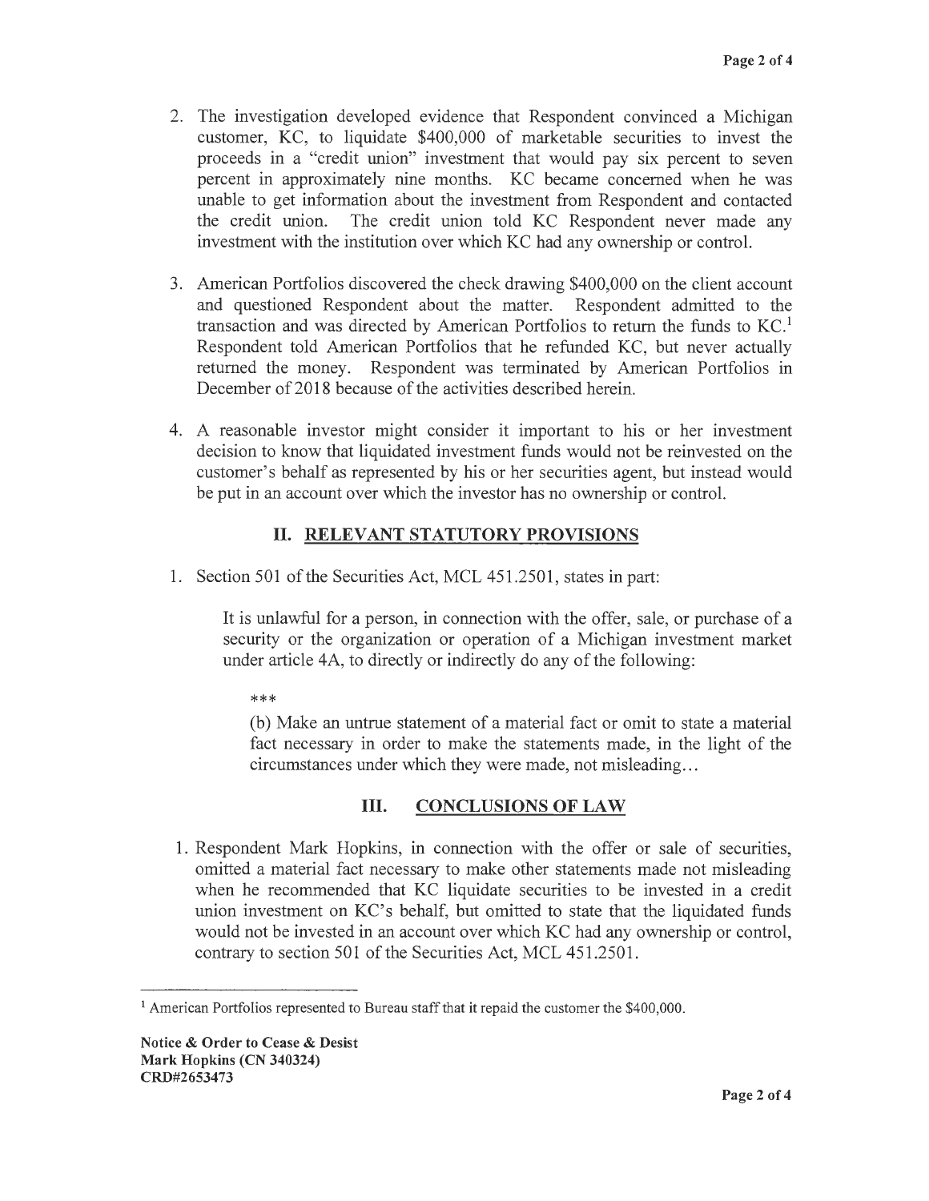2. The investigation developed evidence that Respondent convinced a Michigan customer, KC, to liquidate $400,000 of marketable securities to invest the proceeds in a "credit union" investment that would pay six percent to seven percent in approximately nine months. KC became concerned when he was unable to get information about the investment from Respondent and contacted the credit union. The credit union told KC Respondent never made any investment with the institution over which KC had any ownership or control.

3. American Portfolios discovered the check drawing $400,000 on the client account and questioned Respondent about the matter. Respondent admitted to the transaction and was directed by American Portfolios to return the funds to KC.[1] Respondent told American Portfolios that he refunded KC, but never actually returned the money. Respondent was terminated by American Portfolios in December of 2018 because of the activities described herein.

4. A reasonable investor might consider it important to his or her investment decision to know that liquidated investment funds would not be reinvested on the customer's behalf as represented by his or her securities agent, but instead would be put in an account over which the investor has no ownership or control.

## II. RELEVANT STATUTORY PROVISIONS

1. Section 501 of the Securities Act, MCL 451.2501, states in part:

> It is unlawful for a person, in connection with the offer, sale, or purchase of a security or the organization or operation of a Michigan investment market under article 4A, to directly or indirectly do any of the following:
>
> ***
>
> (b) Make an untrue statement of a material fact or omit to state a material fact necessary in order to make the statements made, in the light of the circumstances under which they were made, not misleading…

## III. CONCLUSIONS OF LAW

1. Respondent Mark Hopkins, in connection with the offer or sale of securities, omitted a material fact necessary to make other statements made not misleading when he recommended that KC liquidate securities to be invested in a credit union investment on KC's behalf, but omitted to state that the liquidated funds would not be invested in an account over which KC had any ownership or control, contrary to section 501 of the Securities Act, MCL 451.2501.

---

[1] American Portfolios represented to Bureau staff that it repaid the customer the $400,000.

**Notice & Order to Cease & Desist**
**Mark Hopkins (CN 340324)**
**CRD#2653473**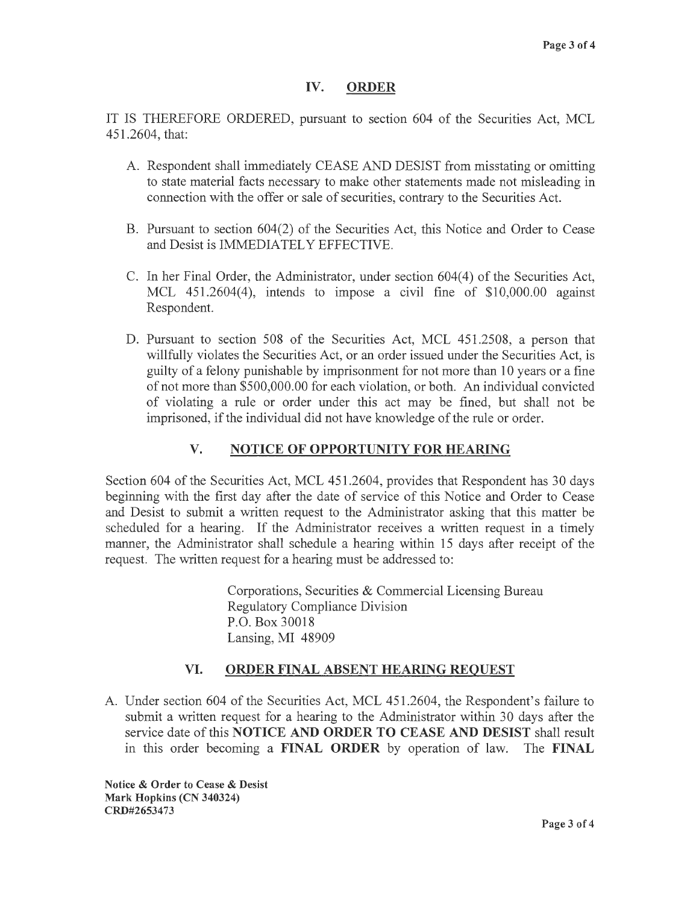## IV. ORDER

IT IS THEREFORE ORDERED, pursuant to section 604 of the Securities Act, MCL 451.2604, that:

A. Respondent shall immediately CEASE AND DESIST from misstating or omitting to state material facts necessary to make other statements made not misleading in connection with the offer or sale of securities, contrary to the Securities Act.

B. Pursuant to section 604(2) of the Securities Act, this Notice and Order to Cease and Desist is IMMEDIATELY EFFECTIVE.

C. In her Final Order, the Administrator, under section 604(4) of the Securities Act, MCL 451.2604(4), intends to impose a civil fine of $10,000.00 against Respondent.

D. Pursuant to section 508 of the Securities Act, MCL 451.2508, a person that willfully violates the Securities Act, or an order issued under the Securities Act, is guilty of a felony punishable by imprisonment for not more than 10 years or a fine of not more than $500,000.00 for each violation, or both. An individual convicted of violating a rule or order under this act may be fined, but shall not be imprisoned, if the individual did not have knowledge of the rule or order.

## V. NOTICE OF OPPORTUNITY FOR HEARING

Section 604 of the Securities Act, MCL 451.2604, provides that Respondent has 30 days beginning with the first day after the date of service of this Notice and Order to Cease and Desist to submit a written request to the Administrator asking that this matter be scheduled for a hearing. If the Administrator receives a written request in a timely manner, the Administrator shall schedule a hearing within 15 days after receipt of the request. The written request for a hearing must be addressed to:

Corporations, Securities & Commercial Licensing Bureau
Regulatory Compliance Division
P.O. Box 30018
Lansing, MI 48909

## VI. ORDER FINAL ABSENT HEARING REQUEST

A. Under section 604 of the Securities Act, MCL 451.2604, the Respondent's failure to submit a written request for a hearing to the Administrator within 30 days after the service date of this **NOTICE AND ORDER TO CEASE AND DESIST** shall result in this order becoming a **FINAL ORDER** by operation of law. The **FINAL**

**Notice & Order to Cease & Desist**
**Mark Hopkins (CN 340324)**
**CRD#2653473**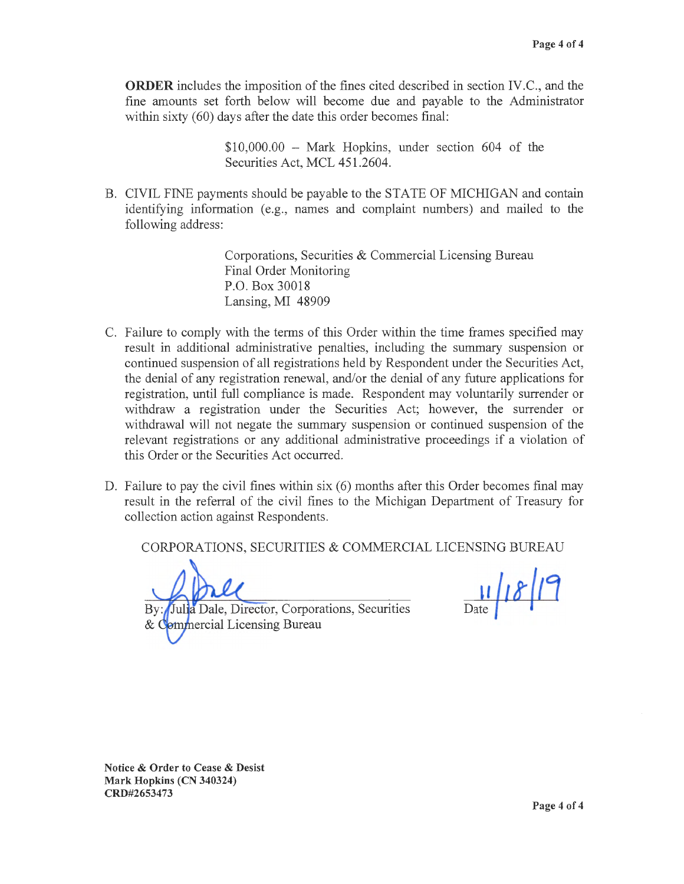**ORDER** includes the imposition of the fines cited described in section IV.C., and the fine amounts set forth below will become due and payable to the Administrator within sixty (60) days after the date this order becomes final:

> $10,000.00 – Mark Hopkins, under section 604 of the Securities Act, MCL 451.2604.

B. CIVIL FINE payments should be payable to the STATE OF MICHIGAN and contain identifying information (e.g., names and complaint numbers) and mailed to the following address:

> Corporations, Securities & Commercial Licensing Bureau
> Final Order Monitoring
> P.O. Box 30018
> Lansing, MI 48909

C. Failure to comply with the terms of this Order within the time frames specified may result in additional administrative penalties, including the summary suspension or continued suspension of all registrations held by Respondent under the Securities Act, the denial of any registration renewal, and/or the denial of any future applications for registration, until full compliance is made. Respondent may voluntarily surrender or withdraw a registration under the Securities Act; however, the surrender or withdrawal will not negate the summary suspension or continued suspension of the relevant registrations or any additional administrative proceedings if a violation of this Order or the Securities Act occurred.

D. Failure to pay the civil fines within six (6) months after this Order becomes final may result in the referral of the civil fines to the Michigan Department of Treasury for collection action against Respondents.

CORPORATIONS, SECURITIES & COMMERCIAL LICENSING BUREAU

By: Julia Dale, Director, Corporations, Securities & Commercial Licensing Bureau

Date 11/18/19

**Notice & Order to Cease & Desist**
**Mark Hopkins (CN 340324)**
**CRD#2653473**